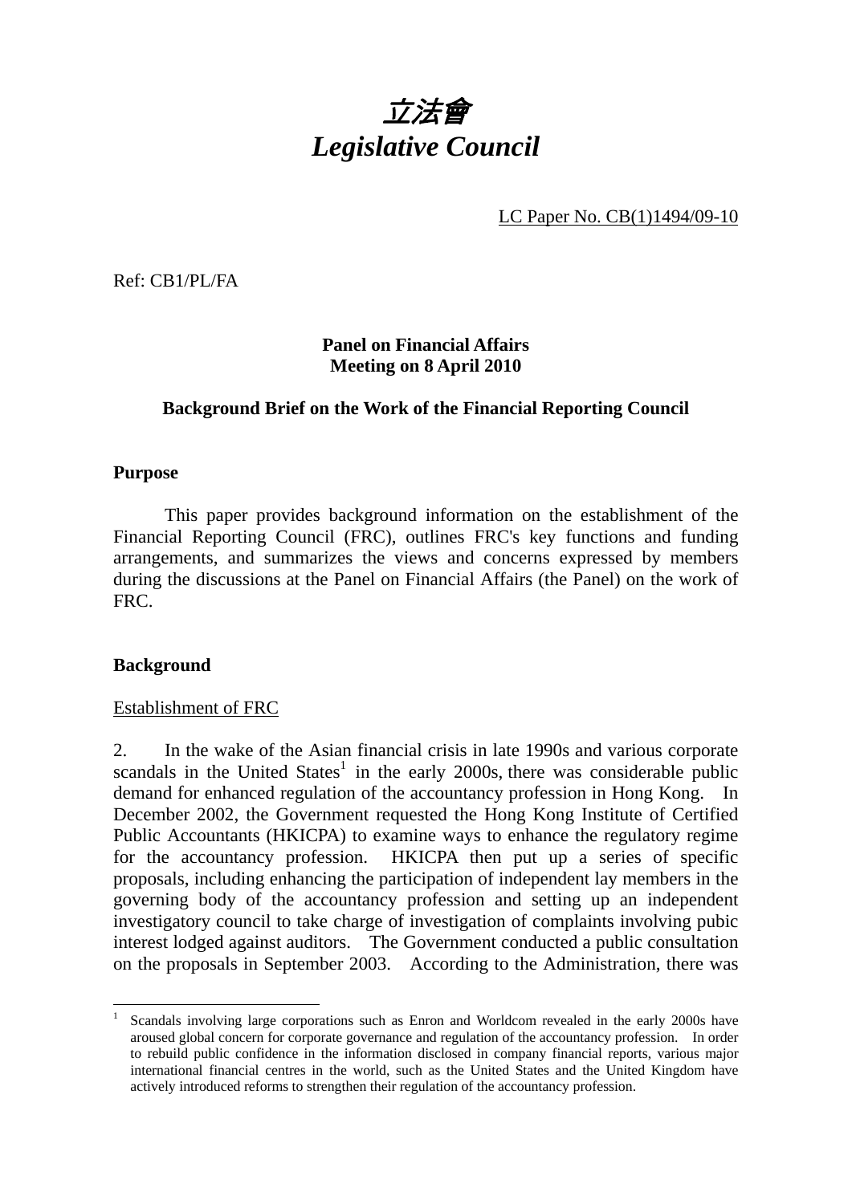# *立法會*
# *Legislative Council*

LC Paper No. CB(1)1494/09-10

Ref: CB1/PL/FA

**Panel on Financial Affairs**
**Meeting on 8 April 2010**

**Background Brief on the Work of the Financial Reporting Council**

**Purpose**

This paper provides background information on the establishment of the Financial Reporting Council (FRC), outlines FRC's key functions and funding arrangements, and summarizes the views and concerns expressed by members during the discussions at the Panel on Financial Affairs (the Panel) on the work of FRC.

**Background**

Establishment of FRC

2. In the wake of the Asian financial crisis in late 1990s and various corporate scandals in the United States[1] in the early 2000s, there was considerable public demand for enhanced regulation of the accountancy profession in Hong Kong. In December 2002, the Government requested the Hong Kong Institute of Certified Public Accountants (HKICPA) to examine ways to enhance the regulatory regime for the accountancy profession. HKICPA then put up a series of specific proposals, including enhancing the participation of independent lay members in the governing body of the accountancy profession and setting up an independent investigatory council to take charge of investigation of complaints involving pubic interest lodged against auditors. The Government conducted a public consultation on the proposals in September 2003. According to the Administration, there was

[1] Scandals involving large corporations such as Enron and Worldcom revealed in the early 2000s have aroused global concern for corporate governance and regulation of the accountancy profession. In order to rebuild public confidence in the information disclosed in company financial reports, various major international financial centres in the world, such as the United States and the United Kingdom have actively introduced reforms to strengthen their regulation of the accountancy profession.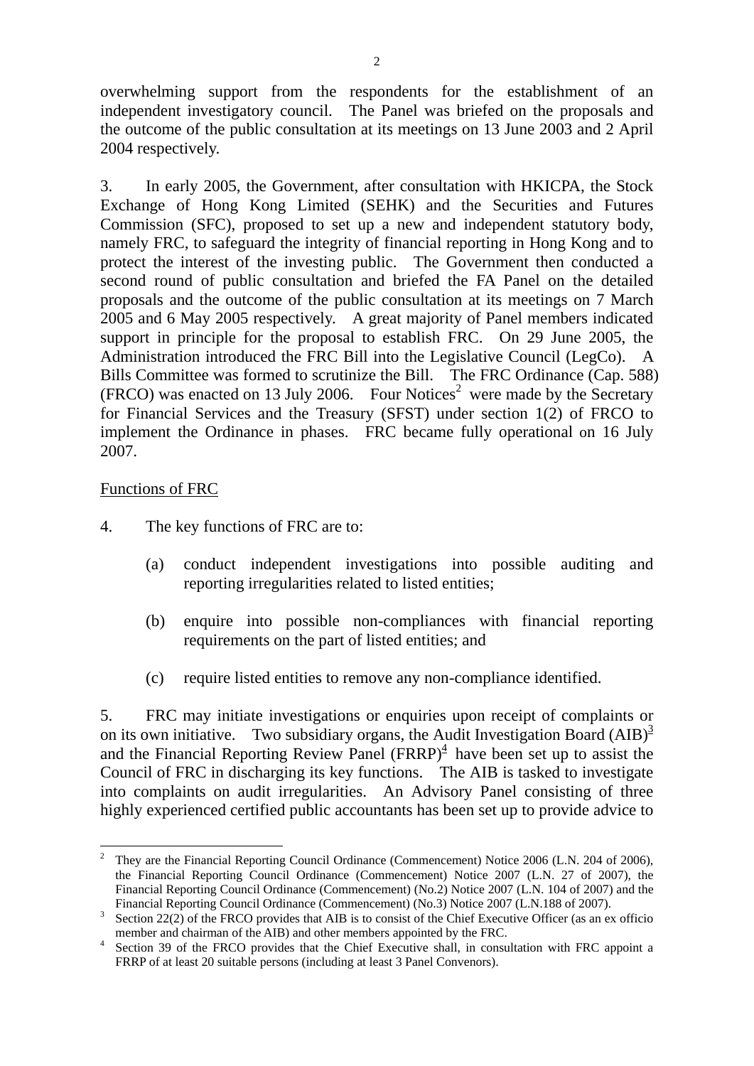overwhelming support from the respondents for the establishment of an independent investigatory council. The Panel was briefed on the proposals and the outcome of the public consultation at its meetings on 13 June 2003 and 2 April 2004 respectively.

3. In early 2005, the Government, after consultation with HKICPA, the Stock Exchange of Hong Kong Limited (SEHK) and the Securities and Futures Commission (SFC), proposed to set up a new and independent statutory body, namely FRC, to safeguard the integrity of financial reporting in Hong Kong and to protect the interest of the investing public. The Government then conducted a second round of public consultation and briefed the FA Panel on the detailed proposals and the outcome of the public consultation at its meetings on 7 March 2005 and 6 May 2005 respectively. A great majority of Panel members indicated support in principle for the proposal to establish FRC. On 29 June 2005, the Administration introduced the FRC Bill into the Legislative Council (LegCo). A Bills Committee was formed to scrutinize the Bill. The FRC Ordinance (Cap. 588) (FRCO) was enacted on 13 July 2006. Four Notices[2] were made by the Secretary for Financial Services and the Treasury (SFST) under section 1(2) of FRCO to implement the Ordinance in phases. FRC became fully operational on 16 July 2007.

Functions of FRC

4. The key functions of FRC are to:

(a) conduct independent investigations into possible auditing and reporting irregularities related to listed entities;

(b) enquire into possible non-compliances with financial reporting requirements on the part of listed entities; and

(c) require listed entities to remove any non-compliance identified.

5. FRC may initiate investigations or enquiries upon receipt of complaints or on its own initiative. Two subsidiary organs, the Audit Investigation Board (AIB)[3] and the Financial Reporting Review Panel (FRRP)[4] have been set up to assist the Council of FRC in discharging its key functions. The AIB is tasked to investigate into complaints on audit irregularities. An Advisory Panel consisting of three highly experienced certified public accountants has been set up to provide advice to

---

[2] They are the Financial Reporting Council Ordinance (Commencement) Notice 2006 (L.N. 204 of 2006), the Financial Reporting Council Ordinance (Commencement) Notice 2007 (L.N. 27 of 2007), the Financial Reporting Council Ordinance (Commencement) (No.2) Notice 2007 (L.N. 104 of 2007) and the Financial Reporting Council Ordinance (Commencement) (No.3) Notice 2007 (L.N.188 of 2007).

[3] Section 22(2) of the FRCO provides that AIB is to consist of the Chief Executive Officer (as an ex officio member and chairman of the AIB) and other members appointed by the FRC.

[4] Section 39 of the FRCO provides that the Chief Executive shall, in consultation with FRC appoint a FRRP of at least 20 suitable persons (including at least 3 Panel Convenors).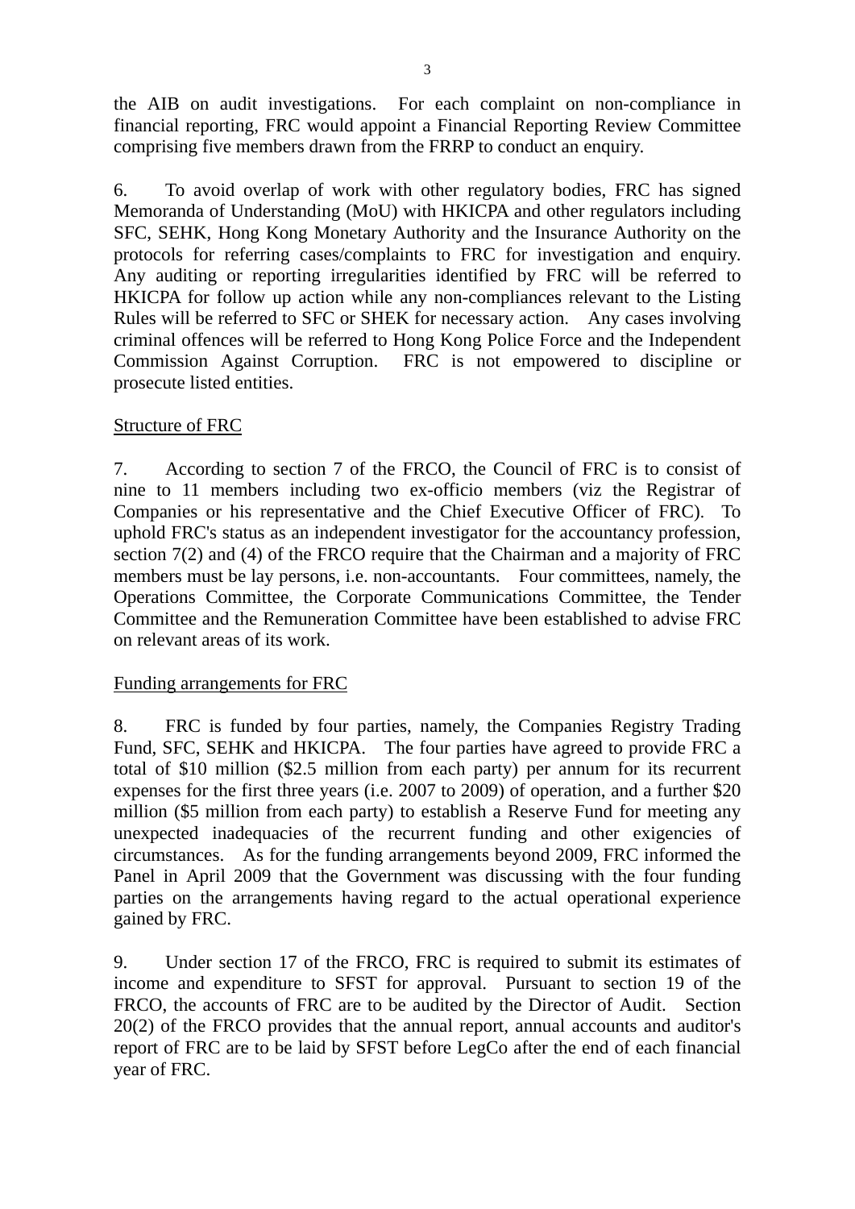the AIB on audit investigations. For each complaint on non-compliance in financial reporting, FRC would appoint a Financial Reporting Review Committee comprising five members drawn from the FRRP to conduct an enquiry.

6. To avoid overlap of work with other regulatory bodies, FRC has signed Memoranda of Understanding (MoU) with HKICPA and other regulators including SFC, SEHK, Hong Kong Monetary Authority and the Insurance Authority on the protocols for referring cases/complaints to FRC for investigation and enquiry. Any auditing or reporting irregularities identified by FRC will be referred to HKICPA for follow up action while any non-compliances relevant to the Listing Rules will be referred to SFC or SHEK for necessary action. Any cases involving criminal offences will be referred to Hong Kong Police Force and the Independent Commission Against Corruption. FRC is not empowered to discipline or prosecute listed entities.

<u>Structure of FRC</u>

7. According to section 7 of the FRCO, the Council of FRC is to consist of nine to 11 members including two ex-officio members (viz the Registrar of Companies or his representative and the Chief Executive Officer of FRC). To uphold FRC's status as an independent investigator for the accountancy profession, section 7(2) and (4) of the FRCO require that the Chairman and a majority of FRC members must be lay persons, i.e. non-accountants. Four committees, namely, the Operations Committee, the Corporate Communications Committee, the Tender Committee and the Remuneration Committee have been established to advise FRC on relevant areas of its work.

<u>Funding arrangements for FRC</u>

8. FRC is funded by four parties, namely, the Companies Registry Trading Fund, SFC, SEHK and HKICPA. The four parties have agreed to provide FRC a total of $10 million ($2.5 million from each party) per annum for its recurrent expenses for the first three years (i.e. 2007 to 2009) of operation, and a further $20 million ($5 million from each party) to establish a Reserve Fund for meeting any unexpected inadequacies of the recurrent funding and other exigencies of circumstances. As for the funding arrangements beyond 2009, FRC informed the Panel in April 2009 that the Government was discussing with the four funding parties on the arrangements having regard to the actual operational experience gained by FRC.

9. Under section 17 of the FRCO, FRC is required to submit its estimates of income and expenditure to SFST for approval. Pursuant to section 19 of the FRCO, the accounts of FRC are to be audited by the Director of Audit. Section 20(2) of the FRCO provides that the annual report, annual accounts and auditor's report of FRC are to be laid by SFST before LegCo after the end of each financial year of FRC.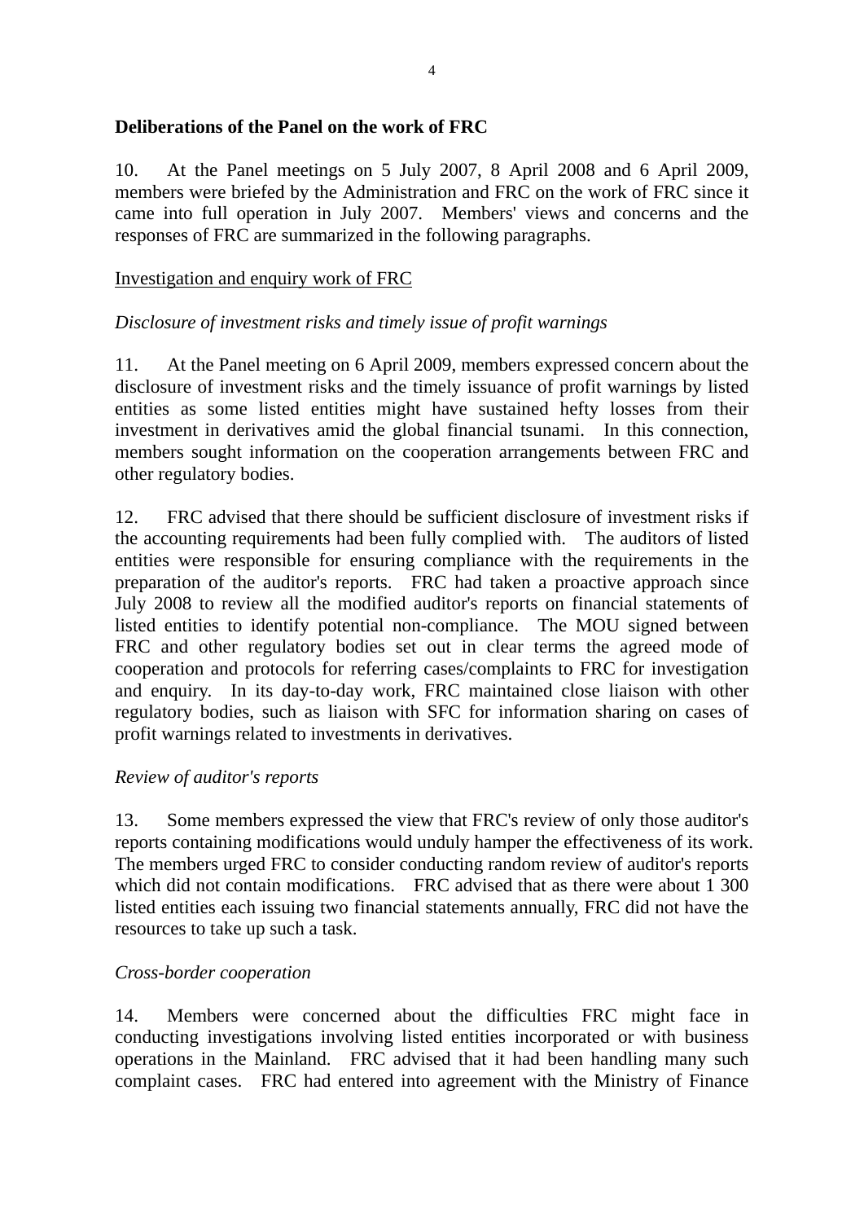**Deliberations of the Panel on the work of FRC**

10. At the Panel meetings on 5 July 2007, 8 April 2008 and 6 April 2009, members were briefed by the Administration and FRC on the work of FRC since it came into full operation in July 2007. Members' views and concerns and the responses of FRC are summarized in the following paragraphs.

<u>Investigation and enquiry work of FRC</u>

*Disclosure of investment risks and timely issue of profit warnings*

11. At the Panel meeting on 6 April 2009, members expressed concern about the disclosure of investment risks and the timely issuance of profit warnings by listed entities as some listed entities might have sustained hefty losses from their investment in derivatives amid the global financial tsunami. In this connection, members sought information on the cooperation arrangements between FRC and other regulatory bodies.

12. FRC advised that there should be sufficient disclosure of investment risks if the accounting requirements had been fully complied with. The auditors of listed entities were responsible for ensuring compliance with the requirements in the preparation of the auditor's reports. FRC had taken a proactive approach since July 2008 to review all the modified auditor's reports on financial statements of listed entities to identify potential non-compliance. The MOU signed between FRC and other regulatory bodies set out in clear terms the agreed mode of cooperation and protocols for referring cases/complaints to FRC for investigation and enquiry. In its day-to-day work, FRC maintained close liaison with other regulatory bodies, such as liaison with SFC for information sharing on cases of profit warnings related to investments in derivatives.

*Review of auditor's reports*

13. Some members expressed the view that FRC's review of only those auditor's reports containing modifications would unduly hamper the effectiveness of its work. The members urged FRC to consider conducting random review of auditor's reports which did not contain modifications. FRC advised that as there were about 1 300 listed entities each issuing two financial statements annually, FRC did not have the resources to take up such a task.

*Cross-border cooperation*

14. Members were concerned about the difficulties FRC might face in conducting investigations involving listed entities incorporated or with business operations in the Mainland. FRC advised that it had been handling many such complaint cases. FRC had entered into agreement with the Ministry of Finance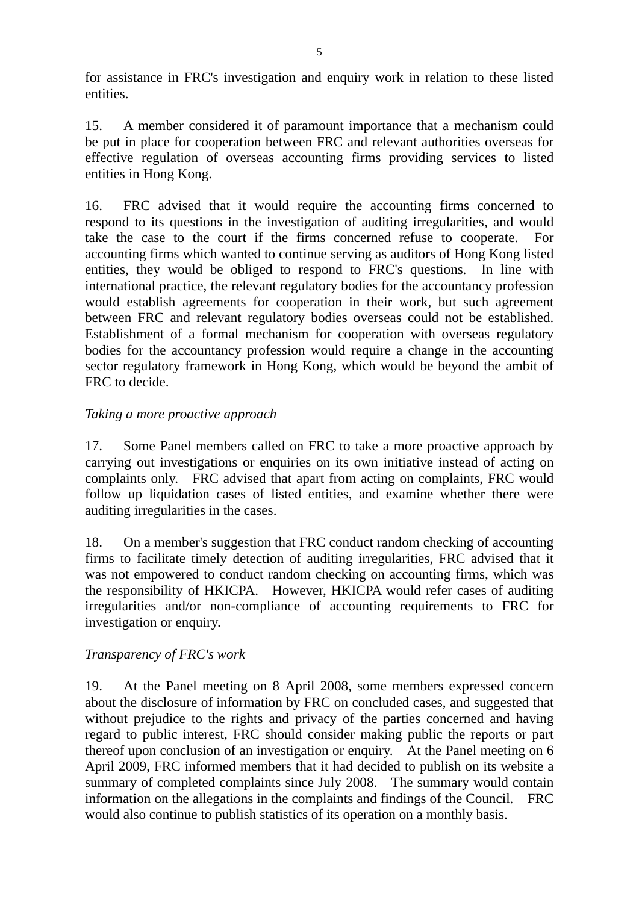for assistance in FRC's investigation and enquiry work in relation to these listed entities.

15. A member considered it of paramount importance that a mechanism could be put in place for cooperation between FRC and relevant authorities overseas for effective regulation of overseas accounting firms providing services to listed entities in Hong Kong.

16. FRC advised that it would require the accounting firms concerned to respond to its questions in the investigation of auditing irregularities, and would take the case to the court if the firms concerned refuse to cooperate. For accounting firms which wanted to continue serving as auditors of Hong Kong listed entities, they would be obliged to respond to FRC's questions. In line with international practice, the relevant regulatory bodies for the accountancy profession would establish agreements for cooperation in their work, but such agreement between FRC and relevant regulatory bodies overseas could not be established. Establishment of a formal mechanism for cooperation with overseas regulatory bodies for the accountancy profession would require a change in the accounting sector regulatory framework in Hong Kong, which would be beyond the ambit of FRC to decide.

*Taking a more proactive approach*

17. Some Panel members called on FRC to take a more proactive approach by carrying out investigations or enquiries on its own initiative instead of acting on complaints only. FRC advised that apart from acting on complaints, FRC would follow up liquidation cases of listed entities, and examine whether there were auditing irregularities in the cases.

18. On a member's suggestion that FRC conduct random checking of accounting firms to facilitate timely detection of auditing irregularities, FRC advised that it was not empowered to conduct random checking on accounting firms, which was the responsibility of HKICPA. However, HKICPA would refer cases of auditing irregularities and/or non-compliance of accounting requirements to FRC for investigation or enquiry.

*Transparency of FRC's work*

19. At the Panel meeting on 8 April 2008, some members expressed concern about the disclosure of information by FRC on concluded cases, and suggested that without prejudice to the rights and privacy of the parties concerned and having regard to public interest, FRC should consider making public the reports or part thereof upon conclusion of an investigation or enquiry. At the Panel meeting on 6 April 2009, FRC informed members that it had decided to publish on its website a summary of completed complaints since July 2008. The summary would contain information on the allegations in the complaints and findings of the Council. FRC would also continue to publish statistics of its operation on a monthly basis.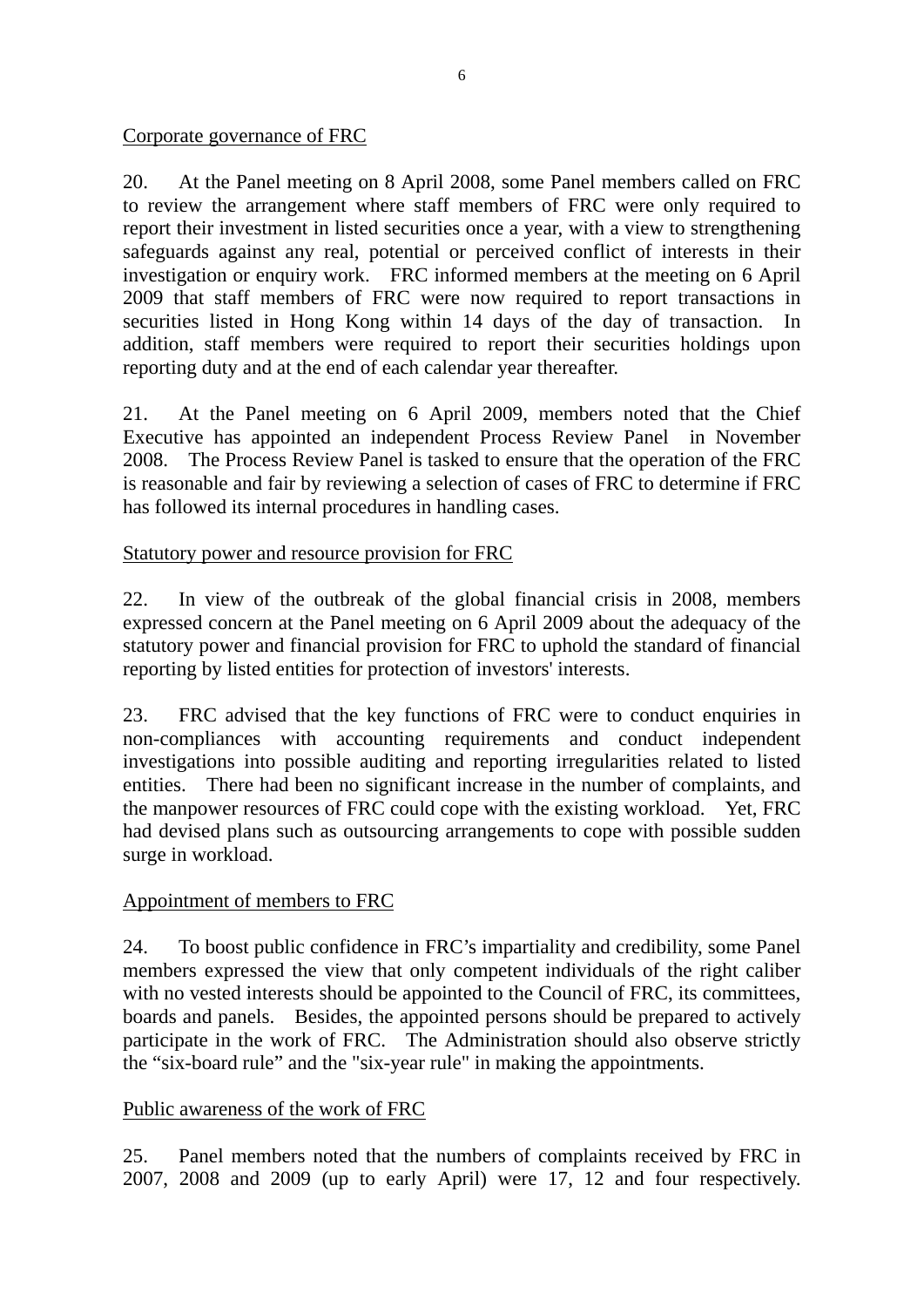Corporate governance of FRC

20. At the Panel meeting on 8 April 2008, some Panel members called on FRC to review the arrangement where staff members of FRC were only required to report their investment in listed securities once a year, with a view to strengthening safeguards against any real, potential or perceived conflict of interests in their investigation or enquiry work. FRC informed members at the meeting on 6 April 2009 that staff members of FRC were now required to report transactions in securities listed in Hong Kong within 14 days of the day of transaction. In addition, staff members were required to report their securities holdings upon reporting duty and at the end of each calendar year thereafter.

21. At the Panel meeting on 6 April 2009, members noted that the Chief Executive has appointed an independent Process Review Panel in November 2008. The Process Review Panel is tasked to ensure that the operation of the FRC is reasonable and fair by reviewing a selection of cases of FRC to determine if FRC has followed its internal procedures in handling cases.

Statutory power and resource provision for FRC

22. In view of the outbreak of the global financial crisis in 2008, members expressed concern at the Panel meeting on 6 April 2009 about the adequacy of the statutory power and financial provision for FRC to uphold the standard of financial reporting by listed entities for protection of investors' interests.

23. FRC advised that the key functions of FRC were to conduct enquiries in non-compliances with accounting requirements and conduct independent investigations into possible auditing and reporting irregularities related to listed entities. There had been no significant increase in the number of complaints, and the manpower resources of FRC could cope with the existing workload. Yet, FRC had devised plans such as outsourcing arrangements to cope with possible sudden surge in workload.

Appointment of members to FRC

24. To boost public confidence in FRC's impartiality and credibility, some Panel members expressed the view that only competent individuals of the right caliber with no vested interests should be appointed to the Council of FRC, its committees, boards and panels. Besides, the appointed persons should be prepared to actively participate in the work of FRC. The Administration should also observe strictly the "six-board rule" and the "six-year rule" in making the appointments.

Public awareness of the work of FRC

25. Panel members noted that the numbers of complaints received by FRC in 2007, 2008 and 2009 (up to early April) were 17, 12 and four respectively.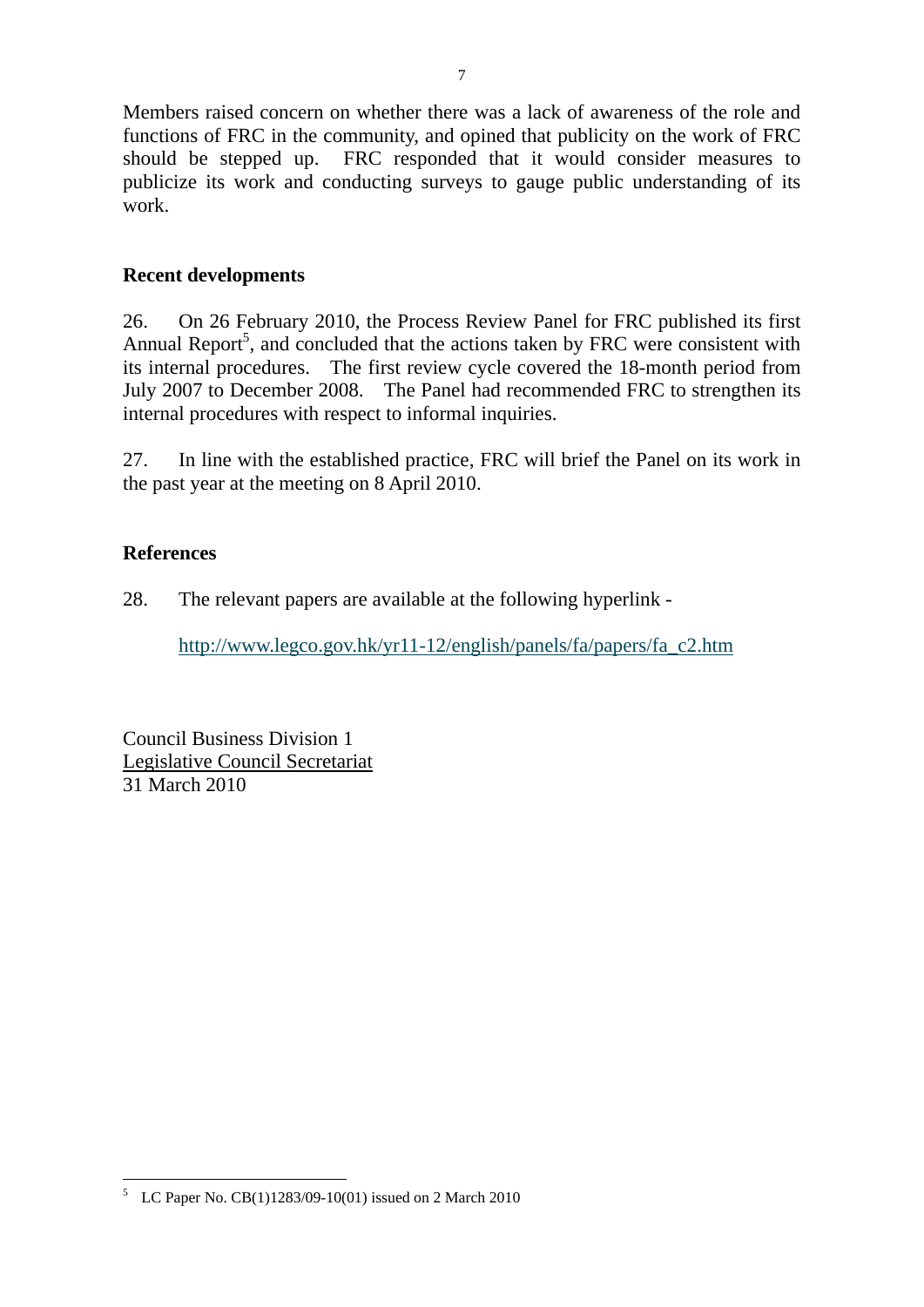Members raised concern on whether there was a lack of awareness of the role and functions of FRC in the community, and opined that publicity on the work of FRC should be stepped up. FRC responded that it would consider measures to publicize its work and conducting surveys to gauge public understanding of its work.

## Recent developments

26. On 26 February 2010, the Process Review Panel for FRC published its first Annual Report[5], and concluded that the actions taken by FRC were consistent with its internal procedures. The first review cycle covered the 18-month period from July 2007 to December 2008. The Panel had recommended FRC to strengthen its internal procedures with respect to informal inquiries.

27. In line with the established practice, FRC will brief the Panel on its work in the past year at the meeting on 8 April 2010.

## References

28. The relevant papers are available at the following hyperlink -

http://www.legco.gov.hk/yr11-12/english/panels/fa/papers/fa_c2.htm

Council Business Division 1
Legislative Council Secretariat
31 March 2010

---

[5] LC Paper No. CB(1)1283/09-10(01) issued on 2 March 2010